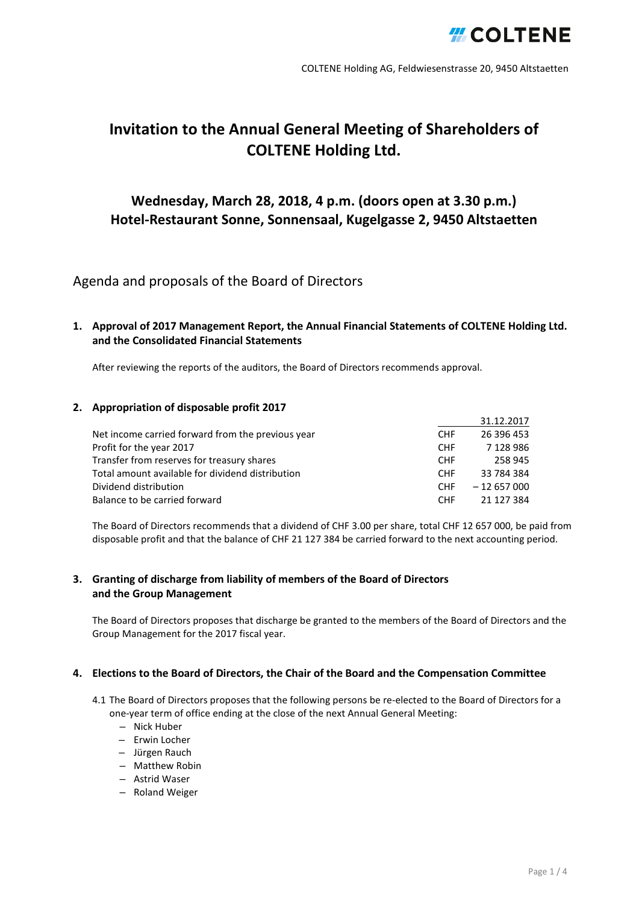COLTENE Holding AG, Feldwiesenstrasse 20, 9450 Altstaetten

# Invitation to the Annual General Meeting of Shareholders of COLTENE Holding Ltd.

## Wednesday, March 28, 2018, 4 p.m. (doors open at 3.30 p.m.) Hotel-Restaurant Sonne, Sonnensaal, Kugelgasse 2, 9450 Altstaetten

## Agenda and proposals of the Board of Directors

### 1. Approval of 2017 Management Report, the Annual Financial Statements of COLTENE Holding Ltd. and the Consolidated Financial Statements

After reviewing the reports of the auditors, the Board of Directors recommends approval.

### 2. Appropriation of disposable profit 2017

| | | 31.12.2017 |
|---|---|---|
| Net income carried forward from the previous year | CHF | 26 396 453 |
| Profit for the year 2017 | CHF | 7 128 986 |
| Transfer from reserves for treasury shares | CHF | 258 945 |
| Total amount available for dividend distribution | CHF | 33 784 384 |
| Dividend distribution | CHF | – 12 657 000 |
| Balance to be carried forward | CHF | 21 127 384 |

The Board of Directors recommends that a dividend of CHF 3.00 per share, total CHF 12 657 000, be paid from disposable profit and that the balance of CHF 21 127 384 be carried forward to the next accounting period.

### 3. Granting of discharge from liability of members of the Board of Directors and the Group Management

The Board of Directors proposes that discharge be granted to the members of the Board of Directors and the Group Management for the 2017 fiscal year.

### 4. Elections to the Board of Directors, the Chair of the Board and the Compensation Committee

4.1 The Board of Directors proposes that the following persons be re-elected to the Board of Directors for a one-year term of office ending at the close of the next Annual General Meeting:

- Nick Huber
- Erwin Locher
- Jürgen Rauch
- Matthew Robin
- Astrid Waser
- Roland Weiger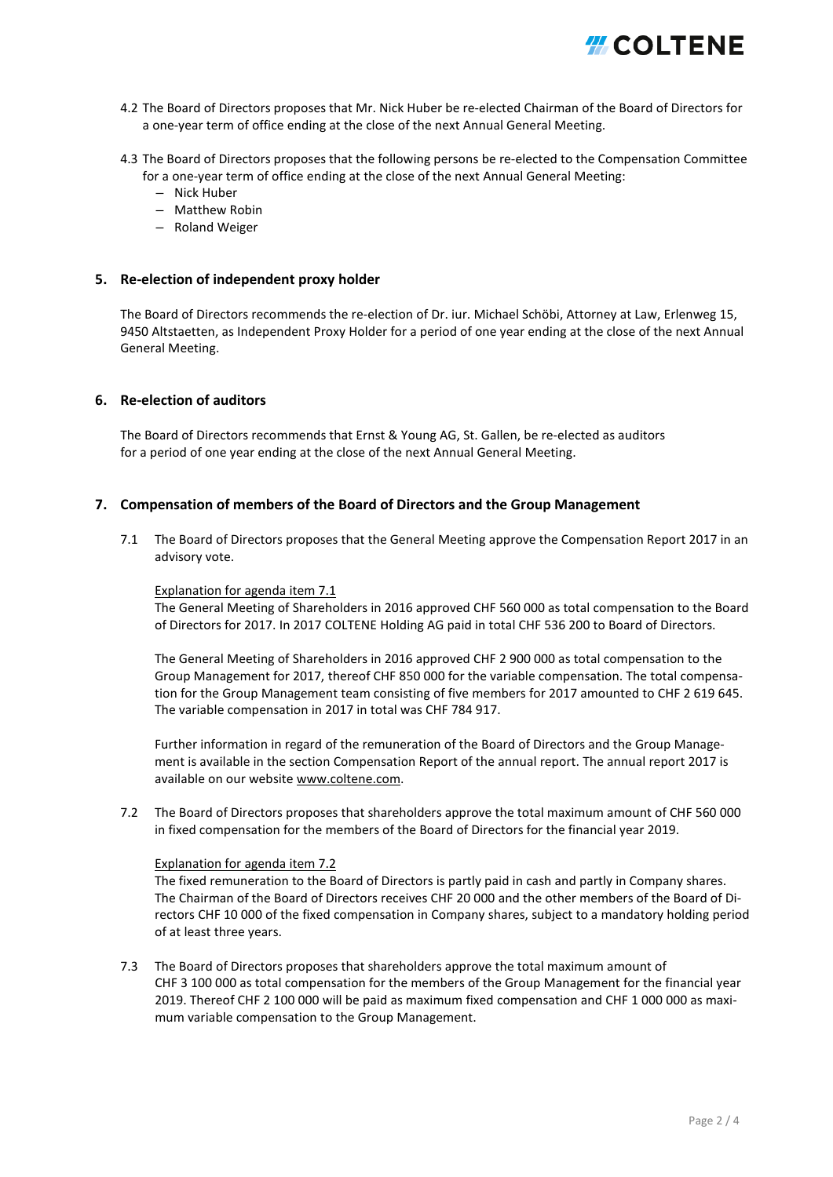4.2 The Board of Directors proposes that Mr. Nick Huber be re-elected Chairman of the Board of Directors for a one-year term of office ending at the close of the next Annual General Meeting.

4.3 The Board of Directors proposes that the following persons be re-elected to the Compensation Committee for a one-year term of office ending at the close of the next Annual General Meeting:
- Nick Huber
- Matthew Robin
- Roland Weiger

## 5. Re-election of independent proxy holder

The Board of Directors recommends the re-election of Dr. iur. Michael Schöbi, Attorney at Law, Erlenweg 15, 9450 Altstaetten, as Independent Proxy Holder for a period of one year ending at the close of the next Annual General Meeting.

## 6. Re-election of auditors

The Board of Directors recommends that Ernst & Young AG, St. Gallen, be re-elected as auditors for a period of one year ending at the close of the next Annual General Meeting.

## 7. Compensation of members of the Board of Directors and the Group Management

7.1 The Board of Directors proposes that the General Meeting approve the Compensation Report 2017 in an advisory vote.

Explanation for agenda item 7.1
The General Meeting of Shareholders in 2016 approved CHF 560 000 as total compensation to the Board of Directors for 2017. In 2017 COLTENE Holding AG paid in total CHF 536 200 to Board of Directors.

The General Meeting of Shareholders in 2016 approved CHF 2 900 000 as total compensation to the Group Management for 2017, thereof CHF 850 000 for the variable compensation. The total compensation for the Group Management team consisting of five members for 2017 amounted to CHF 2 619 645. The variable compensation in 2017 in total was CHF 784 917.

Further information in regard of the remuneration of the Board of Directors and the Group Management is available in the section Compensation Report of the annual report. The annual report 2017 is available on our website www.coltene.com.

7.2 The Board of Directors proposes that shareholders approve the total maximum amount of CHF 560 000 in fixed compensation for the members of the Board of Directors for the financial year 2019.

Explanation for agenda item 7.2
The fixed remuneration to the Board of Directors is partly paid in cash and partly in Company shares. The Chairman of the Board of Directors receives CHF 20 000 and the other members of the Board of Directors CHF 10 000 of the fixed compensation in Company shares, subject to a mandatory holding period of at least three years.

7.3 The Board of Directors proposes that shareholders approve the total maximum amount of CHF 3 100 000 as total compensation for the members of the Group Management for the financial year 2019. Thereof CHF 2 100 000 will be paid as maximum fixed compensation and CHF 1 000 000 as maximum variable compensation to the Group Management.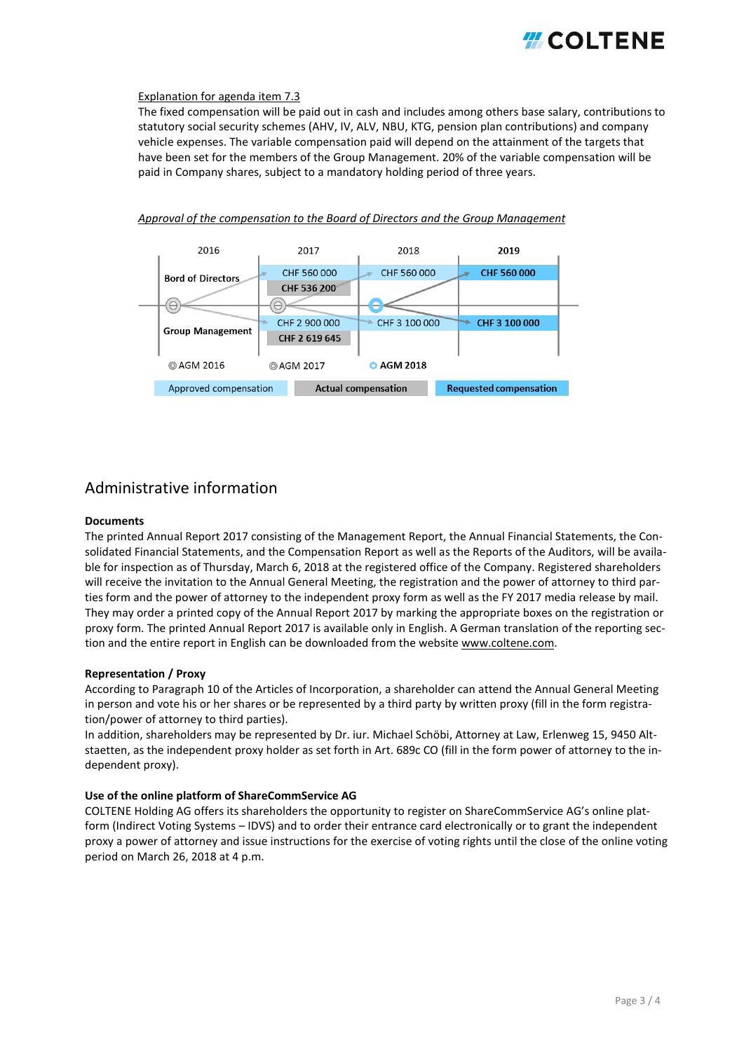Explanation for agenda item 7.3

The fixed compensation will be paid out in cash and includes among others base salary, contributions to statutory social security schemes (AHV, IV, ALV, NBU, KTG, pension plan contributions) and company vehicle expenses. The variable compensation paid will depend on the attainment of the targets that have been set for the members of the Group Management. 20% of the variable compensation will be paid in Company shares, subject to a mandatory holding period of three years.

*Approval of the compensation to the Board of Directors and the Group Management*

| | 2016 | 2017 | 2018 | 2019 |
|---|---|---|---|---|
| Bord of Directors | | CHF 560 000 | CHF 560 000 | **CHF 560 000** |
| | | **CHF 536 200** | | |
| Group Management | | CHF 2 900 000 | CHF 3 100 000 | **CHF 3 100 000** |
| | | **CHF 2 619 645** | | |
| | AGM 2016 | AGM 2017 | **AGM 2018** | |

Approved compensation | **Actual compensation** | **Requested compensation**

## Administrative information

**Documents**

The printed Annual Report 2017 consisting of the Management Report, the Annual Financial Statements, the Consolidated Financial Statements, and the Compensation Report as well as the Reports of the Auditors, will be available for inspection as of Thursday, March 6, 2018 at the registered office of the Company. Registered shareholders will receive the invitation to the Annual General Meeting, the registration and the power of attorney to third parties form and the power of attorney to the independent proxy form as well as the FY 2017 media release by mail. They may order a printed copy of the Annual Report 2017 by marking the appropriate boxes on the registration or proxy form. The printed Annual Report 2017 is available only in English. A German translation of the reporting section and the entire report in English can be downloaded from the website www.coltene.com.

**Representation / Proxy**

According to Paragraph 10 of the Articles of Incorporation, a shareholder can attend the Annual General Meeting in person and vote his or her shares or be represented by a third party by written proxy (fill in the form registration/power of attorney to third parties).

In addition, shareholders may be represented by Dr. iur. Michael Schöbi, Attorney at Law, Erlenweg 15, 9450 Altstaetten, as the independent proxy holder as set forth in Art. 689c CO (fill in the form power of attorney to the independent proxy).

**Use of the online platform of ShareCommService AG**

COLTENE Holding AG offers its shareholders the opportunity to register on ShareCommService AG's online platform (Indirect Voting Systems – IDVS) and to order their entrance card electronically or to grant the independent proxy a power of attorney and issue instructions for the exercise of voting rights until the close of the online voting period on March 26, 2018 at 4 p.m.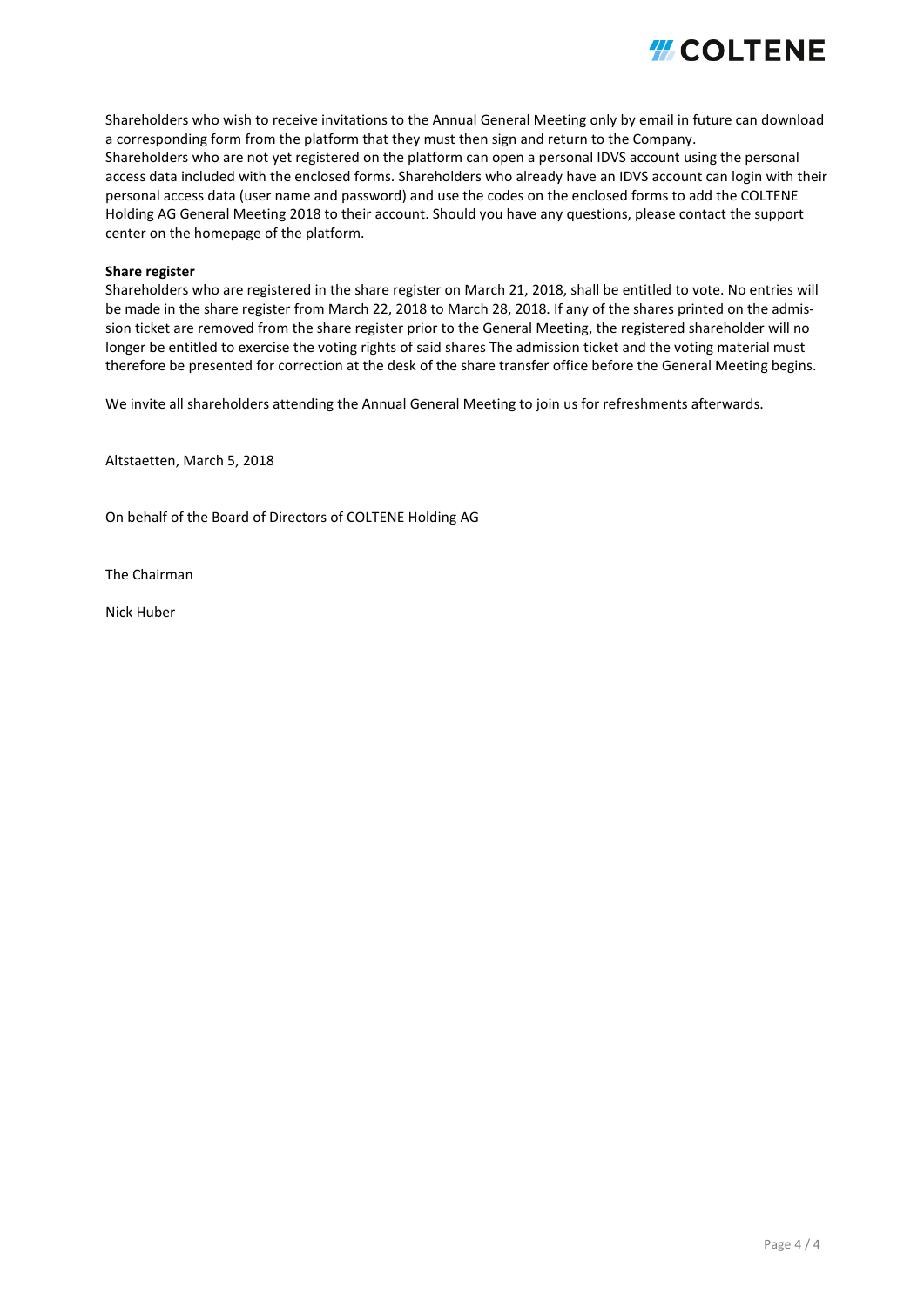Shareholders who wish to receive invitations to the Annual General Meeting only by email in future can download a corresponding form from the platform that they must then sign and return to the Company.
Shareholders who are not yet registered on the platform can open a personal IDVS account using the personal access data included with the enclosed forms. Shareholders who already have an IDVS account can login with their personal access data (user name and password) and use the codes on the enclosed forms to add the COLTENE Holding AG General Meeting 2018 to their account. Should you have any questions, please contact the support center on the homepage of the platform.

**Share register**
Shareholders who are registered in the share register on March 21, 2018, shall be entitled to vote. No entries will be made in the share register from March 22, 2018 to March 28, 2018. If any of the shares printed on the admission ticket are removed from the share register prior to the General Meeting, the registered shareholder will no longer be entitled to exercise the voting rights of said shares The admission ticket and the voting material must therefore be presented for correction at the desk of the share transfer office before the General Meeting begins.

We invite all shareholders attending the Annual General Meeting to join us for refreshments afterwards.

Altstaetten, March 5, 2018

On behalf of the Board of Directors of COLTENE Holding AG

The Chairman

Nick Huber